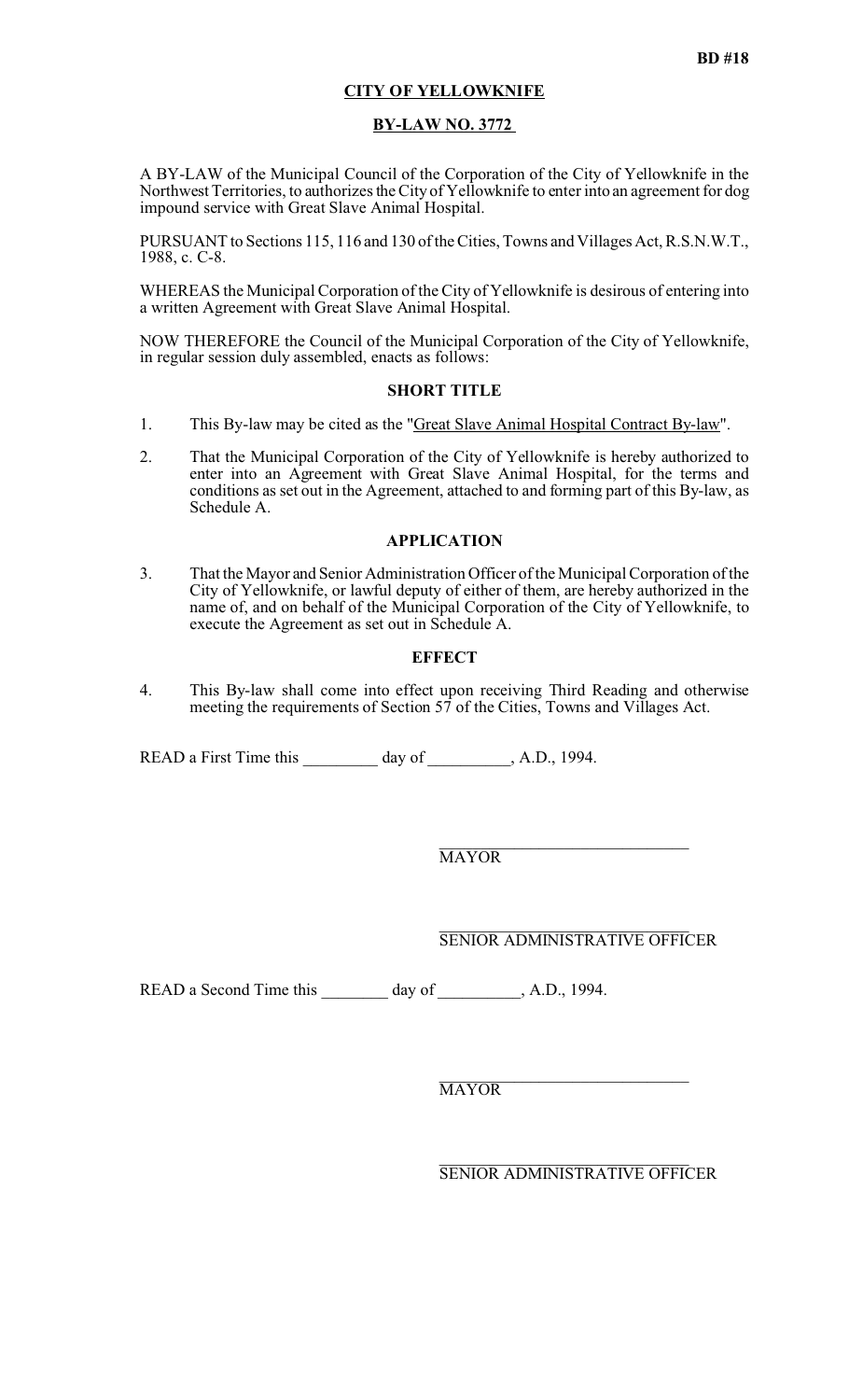BD #18

**CITY OF YELLOWKNIFE**

**BY-LAW NO. 3772**

A BY-LAW of the Municipal Council of the Corporation of the City of Yellowknife in the Northwest Territories, to authorizes the City of Yellowknife to enter into an agreement for dog impound service with Great Slave Animal Hospital.

PURSUANT to Sections 115, 116 and 130 of the Cities, Towns and Villages Act, R.S.N.W.T., 1988, c. C-8.

WHEREAS the Municipal Corporation of the City of Yellowknife is desirous of entering into a written Agreement with Great Slave Animal Hospital.

NOW THEREFORE the Council of the Municipal Corporation of the City of Yellowknife, in regular session duly assembled, enacts as follows:

**SHORT TITLE**

1. This By-law may be cited as the "Great Slave Animal Hospital Contract By-law".

2. That the Municipal Corporation of the City of Yellowknife is hereby authorized to enter into an Agreement with Great Slave Animal Hospital, for the terms and conditions as set out in the Agreement, attached to and forming part of this By-law, as Schedule A.

**APPLICATION**

3. That the Mayor and Senior Administration Officer of the Municipal Corporation of the City of Yellowknife, or lawful deputy of either of them, are hereby authorized in the name of, and on behalf of the Municipal Corporation of the City of Yellowknife, to execute the Agreement as set out in Schedule A.

**EFFECT**

4. This By-law shall come into effect upon receiving Third Reading and otherwise meeting the requirements of Section 57 of the Cities, Towns and Villages Act.

READ a First Time this _________ day of __________, A.D., 1994.

______________________________
MAYOR

______________________________
SENIOR ADMINISTRATIVE OFFICER

READ a Second Time this ________ day of __________, A.D., 1994.

______________________________
MAYOR

______________________________
SENIOR ADMINISTRATIVE OFFICER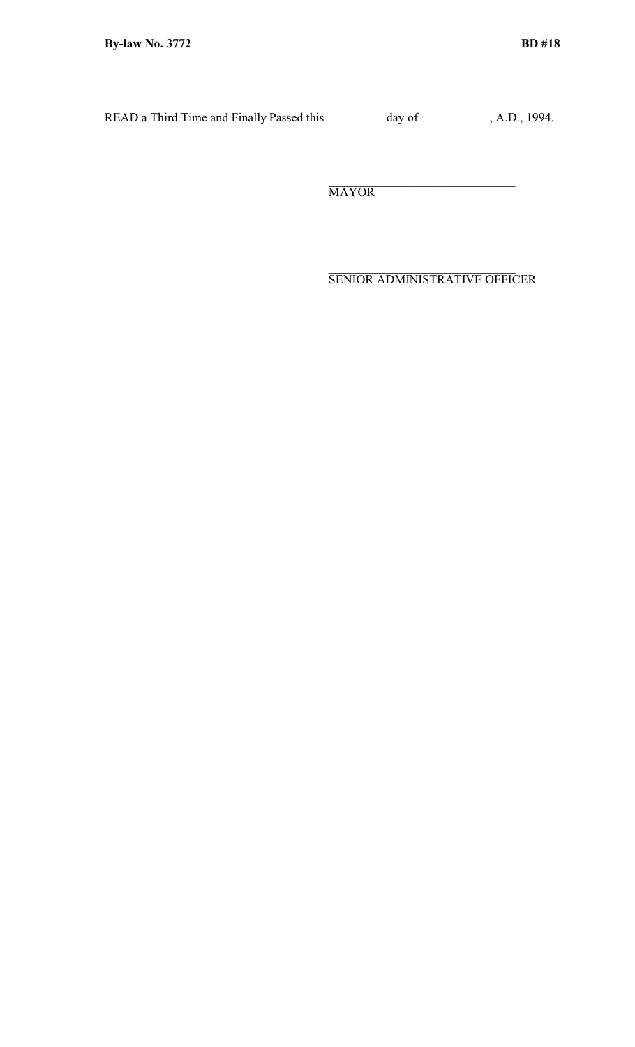READ a Third Time and Finally Passed this _________ day of ___________, A.D., 1994.

______________________________
MAYOR

______________________________
SENIOR ADMINISTRATIVE OFFICER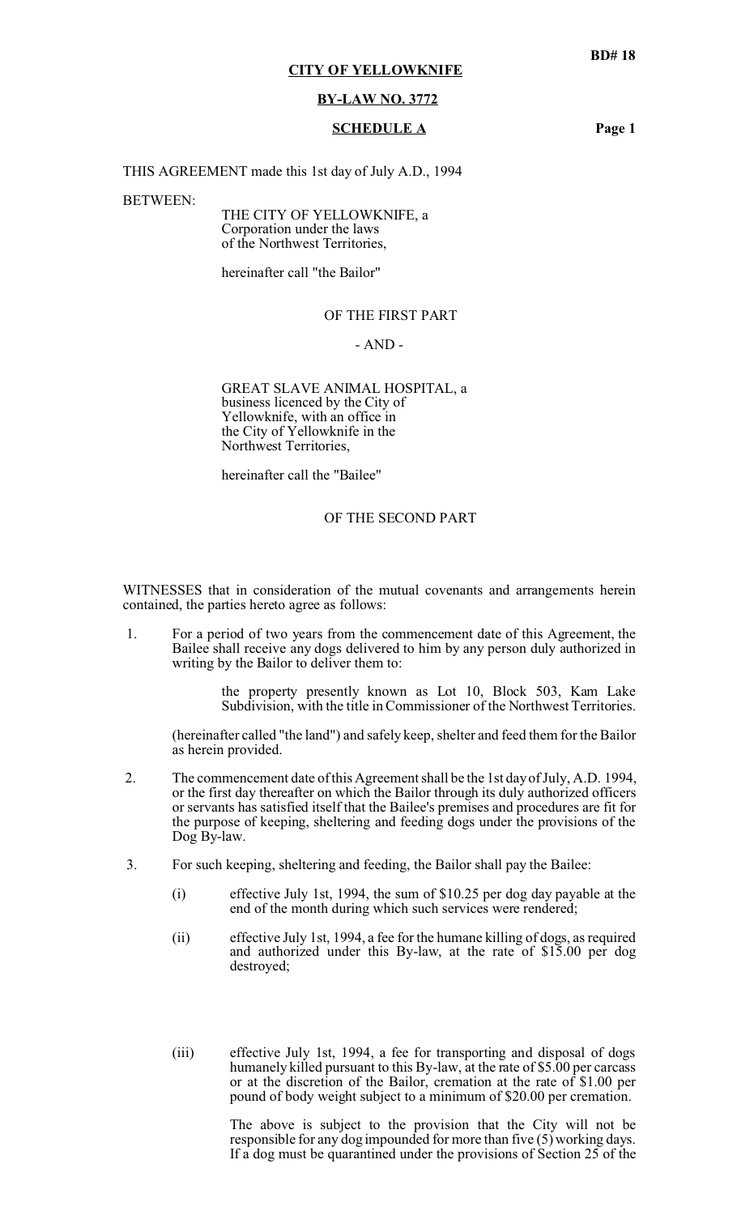**BD# 18**

**CITY OF YELLOWKNIFE**

**BY-LAW NO. 3772**

**SCHEDULE A**

THIS AGREEMENT made this 1st day of July A.D., 1994

BETWEEN:

THE CITY OF YELLOWKNIFE, a Corporation under the laws of the Northwest Territories,

hereinafter call "the Bailor"

OF THE FIRST PART

- AND -

GREAT SLAVE ANIMAL HOSPITAL, a business licenced by the City of Yellowknife, with an office in the City of Yellowknife in the Northwest Territories,

hereinafter call the "Bailee"

OF THE SECOND PART

WITNESSES that in consideration of the mutual covenants and arrangements herein contained, the parties hereto agree as follows:

1. For a period of two years from the commencement date of this Agreement, the Bailee shall receive any dogs delivered to him by any person duly authorized in writing by the Bailor to deliver them to:

   > the property presently known as Lot 10, Block 503, Kam Lake Subdivision, with the title in Commissioner of the Northwest Territories.

   (hereinafter called "the land") and safely keep, shelter and feed them for the Bailor as herein provided.

2. The commencement date of this Agreement shall be the 1st day of July, A.D. 1994, or the first day thereafter on which the Bailor through its duly authorized officers or servants has satisfied itself that the Bailee's premises and procedures are fit for the purpose of keeping, sheltering and feeding dogs under the provisions of the Dog By-law.

3. For such keeping, sheltering and feeding, the Bailor shall pay the Bailee:

   (i) effective July 1st, 1994, the sum of $10.25 per dog day payable at the end of the month during which such services were rendered;

   (ii) effective July 1st, 1994, a fee for the humane killing of dogs, as required and authorized under this By-law, at the rate of $15.00 per dog destroyed;

   (iii) effective July 1st, 1994, a fee for transporting and disposal of dogs humanely killed pursuant to this By-law, at the rate of $5.00 per carcass or at the discretion of the Bailor, cremation at the rate of $1.00 per pound of body weight subject to a minimum of $20.00 per cremation.

   The above is subject to the provision that the City will not be responsible for any dog impounded for more than five (5) working days. If a dog must be quarantined under the provisions of Section 25 of the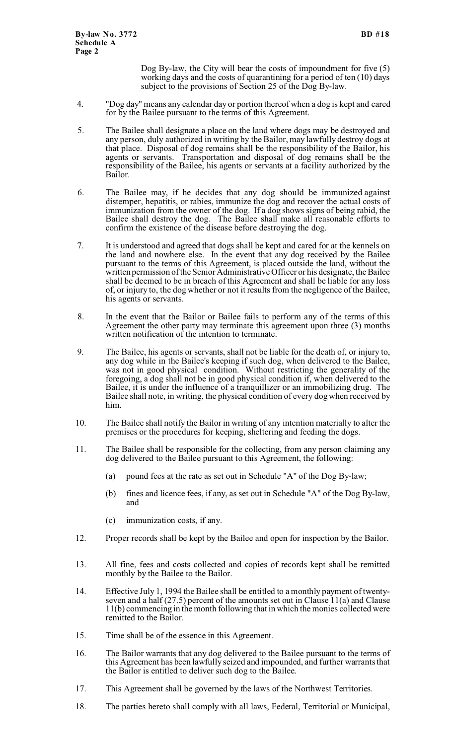Dog By-law, the City will bear the costs of impoundment for five (5) working days and the costs of quarantining for a period of ten (10) days subject to the provisions of Section 25 of the Dog By-law.

4. "Dog day" means any calendar day or portion thereof when a dog is kept and cared for by the Bailee pursuant to the terms of this Agreement.

5. The Bailee shall designate a place on the land where dogs may be destroyed and any person, duly authorized in writing by the Bailor, may lawfully destroy dogs at that place. Disposal of dog remains shall be the responsibility of the Bailor, his agents or servants. Transportation and disposal of dog remains shall be the responsibility of the Bailee, his agents or servants at a facility authorized by the Bailor.

6. The Bailee may, if he decides that any dog should be immunized against distemper, hepatitis, or rabies, immunize the dog and recover the actual costs of immunization from the owner of the dog. If a dog shows signs of being rabid, the Bailee shall destroy the dog. The Bailee shall make all reasonable efforts to confirm the existence of the disease before destroying the dog.

7. It is understood and agreed that dogs shall be kept and cared for at the kennels on the land and nowhere else. In the event that any dog received by the Bailee pursuant to the terms of this Agreement, is placed outside the land, without the written permission of the Senior Administrative Officer or his designate, the Bailee shall be deemed to be in breach of this Agreement and shall be liable for any loss of, or injury to, the dog whether or not it results from the negligence of the Bailee, his agents or servants.

8. In the event that the Bailor or Bailee fails to perform any of the terms of this Agreement the other party may terminate this agreement upon three (3) months written notification of the intention to terminate.

9. The Bailee, his agents or servants, shall not be liable for the death of, or injury to, any dog while in the Bailee's keeping if such dog, when delivered to the Bailee, was not in good physical condition. Without restricting the generality of the foregoing, a dog shall not be in good physical condition if, when delivered to the Bailee, it is under the influence of a tranquillizer or an immobilizing drug. The Bailee shall note, in writing, the physical condition of every dog when received by him.

10. The Bailee shall notify the Bailor in writing of any intention materially to alter the premises or the procedures for keeping, sheltering and feeding the dogs.

11. The Bailee shall be responsible for the collecting, from any person claiming any dog delivered to the Bailee pursuant to this Agreement, the following:

    (a) pound fees at the rate as set out in Schedule "A" of the Dog By-law;

    (b) fines and licence fees, if any, as set out in Schedule "A" of the Dog By-law, and

    (c) immunization costs, if any.

12. Proper records shall be kept by the Bailee and open for inspection by the Bailor.

13. All fine, fees and costs collected and copies of records kept shall be remitted monthly by the Bailee to the Bailor.

14. Effective July 1, 1994 the Bailee shall be entitled to a monthly payment of twenty-seven and a half (27.5) percent of the amounts set out in Clause 11(a) and Clause 11(b) commencing in the month following that in which the monies collected were remitted to the Bailor.

15. Time shall be of the essence in this Agreement.

16. The Bailor warrants that any dog delivered to the Bailee pursuant to the terms of this Agreement has been lawfully seized and impounded, and further warrants that the Bailor is entitled to deliver such dog to the Bailee.

17. This Agreement shall be governed by the laws of the Northwest Territories.

18. The parties hereto shall comply with all laws, Federal, Territorial or Municipal,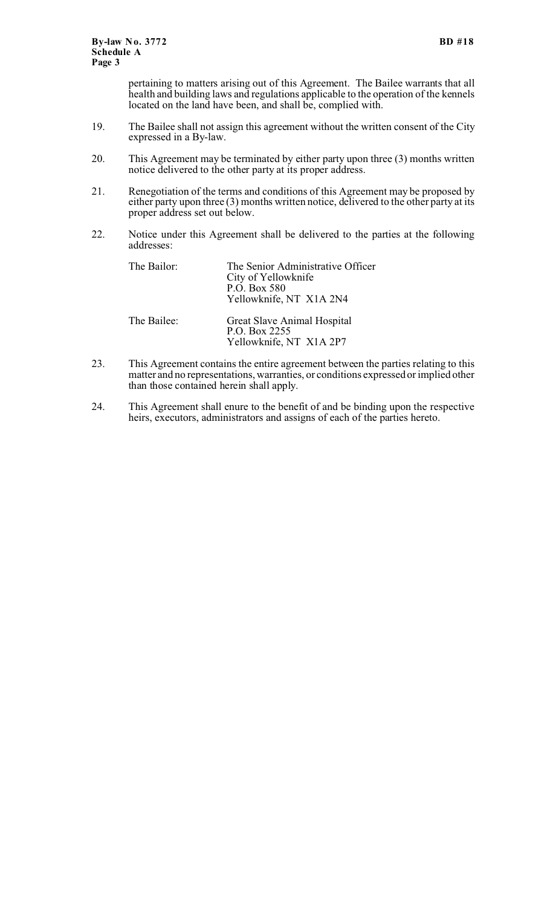pertaining to matters arising out of this Agreement. The Bailee warrants that all health and building laws and regulations applicable to the operation of the kennels located on the land have been, and shall be, complied with.

19. The Bailee shall not assign this agreement without the written consent of the City expressed in a By-law.

20. This Agreement may be terminated by either party upon three (3) months written notice delivered to the other party at its proper address.

21. Renegotiation of the terms and conditions of this Agreement may be proposed by either party upon three (3) months written notice, delivered to the other party at its proper address set out below.

22. Notice under this Agreement shall be delivered to the parties at the following addresses:

| | |
|---|---|
| The Bailor: | The Senior Administrative Officer<br>City of Yellowknife<br>P.O. Box 580<br>Yellowknife, NT X1A 2N4 |
| The Bailee: | Great Slave Animal Hospital<br>P.O. Box 2255<br>Yellowknife, NT X1A 2P7 |

23. This Agreement contains the entire agreement between the parties relating to this matter and no representations, warranties, or conditions expressed or implied other than those contained herein shall apply.

24. This Agreement shall enure to the benefit of and be binding upon the respective heirs, executors, administrators and assigns of each of the parties hereto.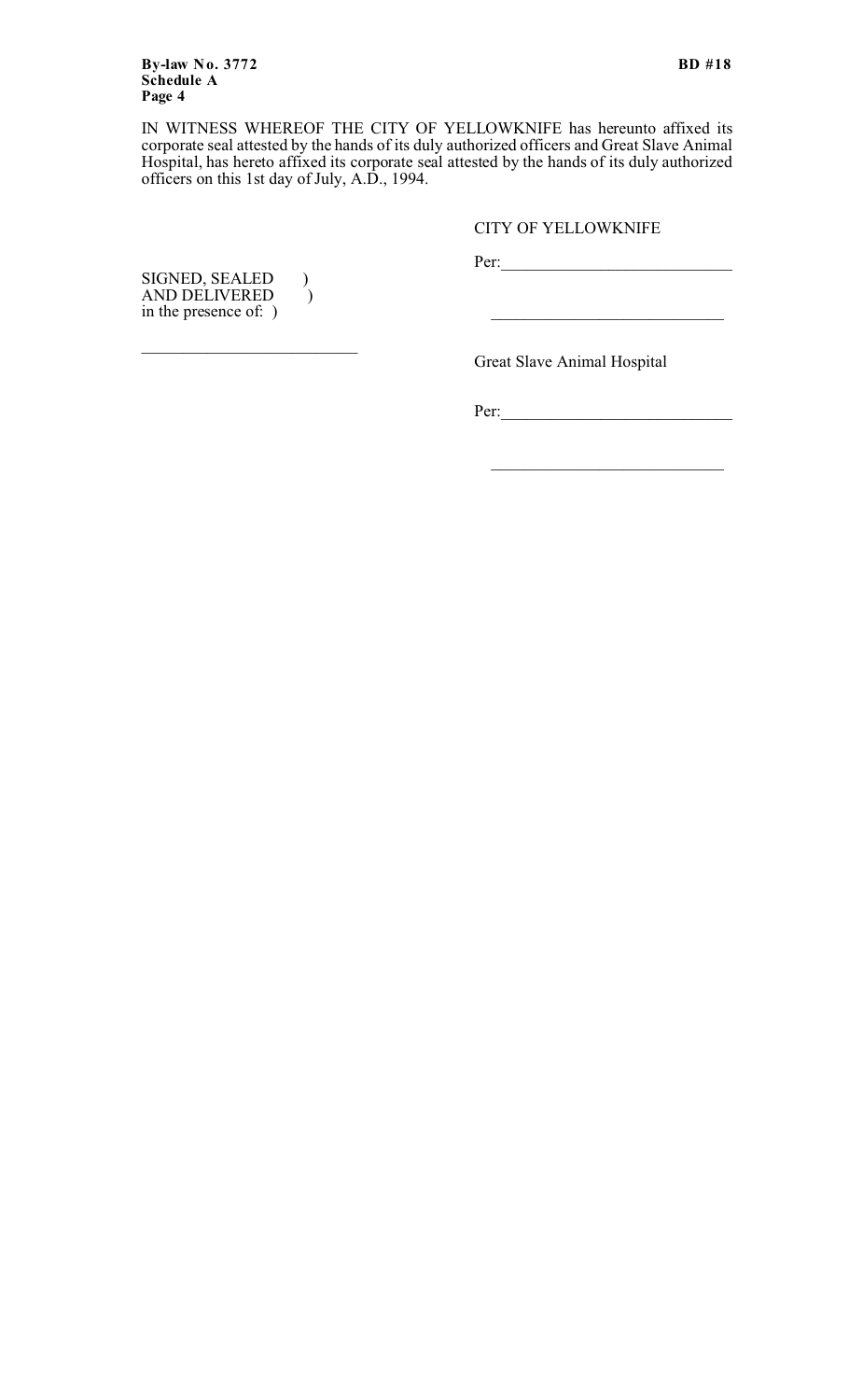IN WITNESS WHEREOF THE CITY OF YELLOWKNIFE has hereunto affixed its corporate seal attested by the hands of its duly authorized officers and Great Slave Animal Hospital, has hereto affixed its corporate seal attested by the hands of its duly authorized officers on this 1st day of July, A.D., 1994.

CITY OF YELLOWKNIFE

Per:___________________________

___________________________

SIGNED, SEALED )
AND DELIVERED )
in the presence of: )

___________________________

Great Slave Animal Hospital

Per:___________________________

___________________________